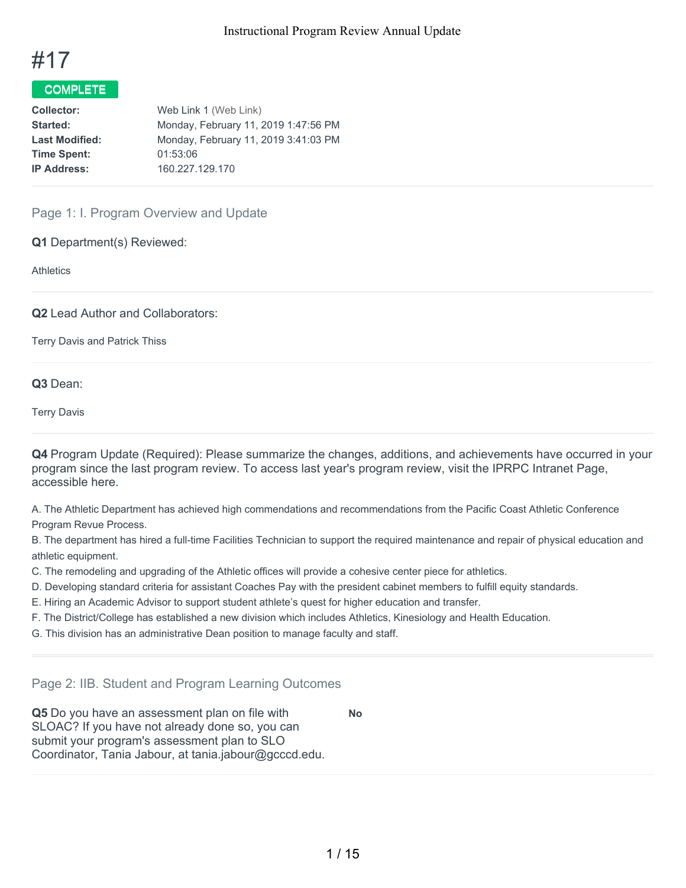# #17

**COMPLETE**

| | |
|---|---|
| **Collector:** | Web Link 1 (Web Link) |
| **Started:** | Monday, February 11, 2019 1:47:56 PM |
| **Last Modified:** | Monday, February 11, 2019 3:41:03 PM |
| **Time Spent:** | 01:53:06 |
| **IP Address:** | 160.227.129.170 |

## Page 1: I. Program Overview and Update

**Q1** Department(s) Reviewed:

Athletics

**Q2** Lead Author and Collaborators:

Terry Davis and Patrick Thiss

**Q3** Dean:

Terry Davis

**Q4** Program Update (Required): Please summarize the changes, additions, and achievements have occurred in your program since the last program review. To access last year's program review, visit the IPRPC Intranet Page, accessible here.

A. The Athletic Department has achieved high commendations and recommendations from the Pacific Coast Athletic Conference Program Revue Process.
B. The department has hired a full-time Facilities Technician to support the required maintenance and repair of physical education and athletic equipment.
C. The remodeling and upgrading of the Athletic offices will provide a cohesive center piece for athletics.
D. Developing standard criteria for assistant Coaches Pay with the president cabinet members to fulfill equity standards.
E. Hiring an Academic Advisor to support student athlete's quest for higher education and transfer.
F. The District/College has established a new division which includes Athletics, Kinesiology and Health Education.
G. This division has an administrative Dean position to manage faculty and staff.

## Page 2: IIB. Student and Program Learning Outcomes

**Q5** Do you have an assessment plan on file with SLOAC? If you have not already done so, you can submit your program's assessment plan to SLO Coordinator, Tania Jabour, at tania.jabour@gcccd.edu.

**No**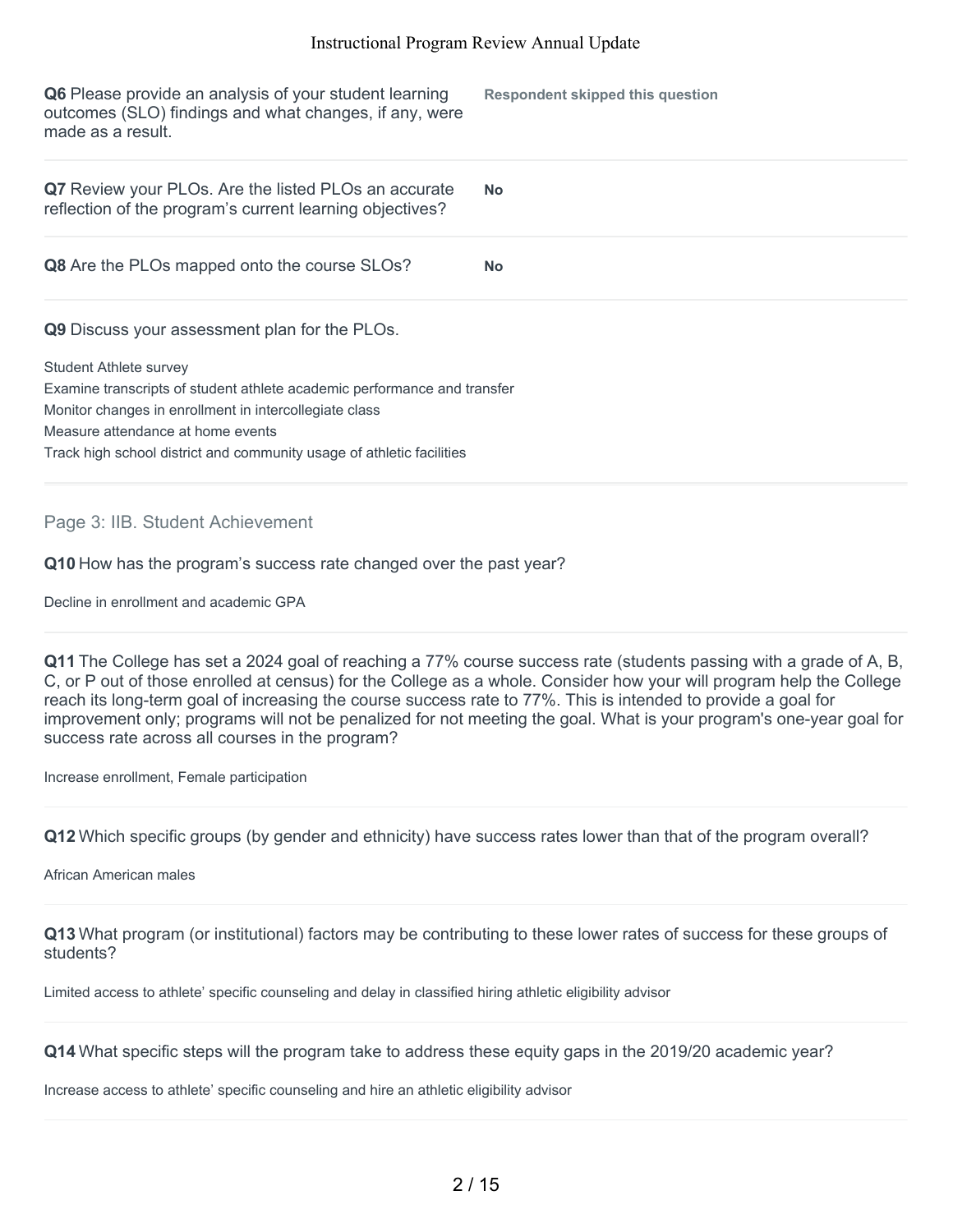**Q6** Please provide an analysis of your student learning outcomes (SLO) findings and what changes, if any, were made as a result.

**Respondent skipped this question**

**Q7** Review your PLOs. Are the listed PLOs an accurate reflection of the program's current learning objectives?

**No**

**Q8** Are the PLOs mapped onto the course SLOs?

**No**

**Q9** Discuss your assessment plan for the PLOs.

Student Athlete survey
Examine transcripts of student athlete academic performance and transfer
Monitor changes in enrollment in intercollegiate class
Measure attendance at home events
Track high school district and community usage of athletic facilities

## Page 3: IIB. Student Achievement

**Q10** How has the program's success rate changed over the past year?

Decline in enrollment and academic GPA

**Q11** The College has set a 2024 goal of reaching a 77% course success rate (students passing with a grade of A, B, C, or P out of those enrolled at census) for the College as a whole. Consider how your will program help the College reach its long-term goal of increasing the course success rate to 77%. This is intended to provide a goal for improvement only; programs will not be penalized for not meeting the goal. What is your program's one-year goal for success rate across all courses in the program?

Increase enrollment, Female participation

**Q12** Which specific groups (by gender and ethnicity) have success rates lower than that of the program overall?

African American males

**Q13** What program (or institutional) factors may be contributing to these lower rates of success for these groups of students?

Limited access to athlete' specific counseling and delay in classified hiring athletic eligibility advisor

**Q14** What specific steps will the program take to address these equity gaps in the 2019/20 academic year?

Increase access to athlete' specific counseling and hire an athletic eligibility advisor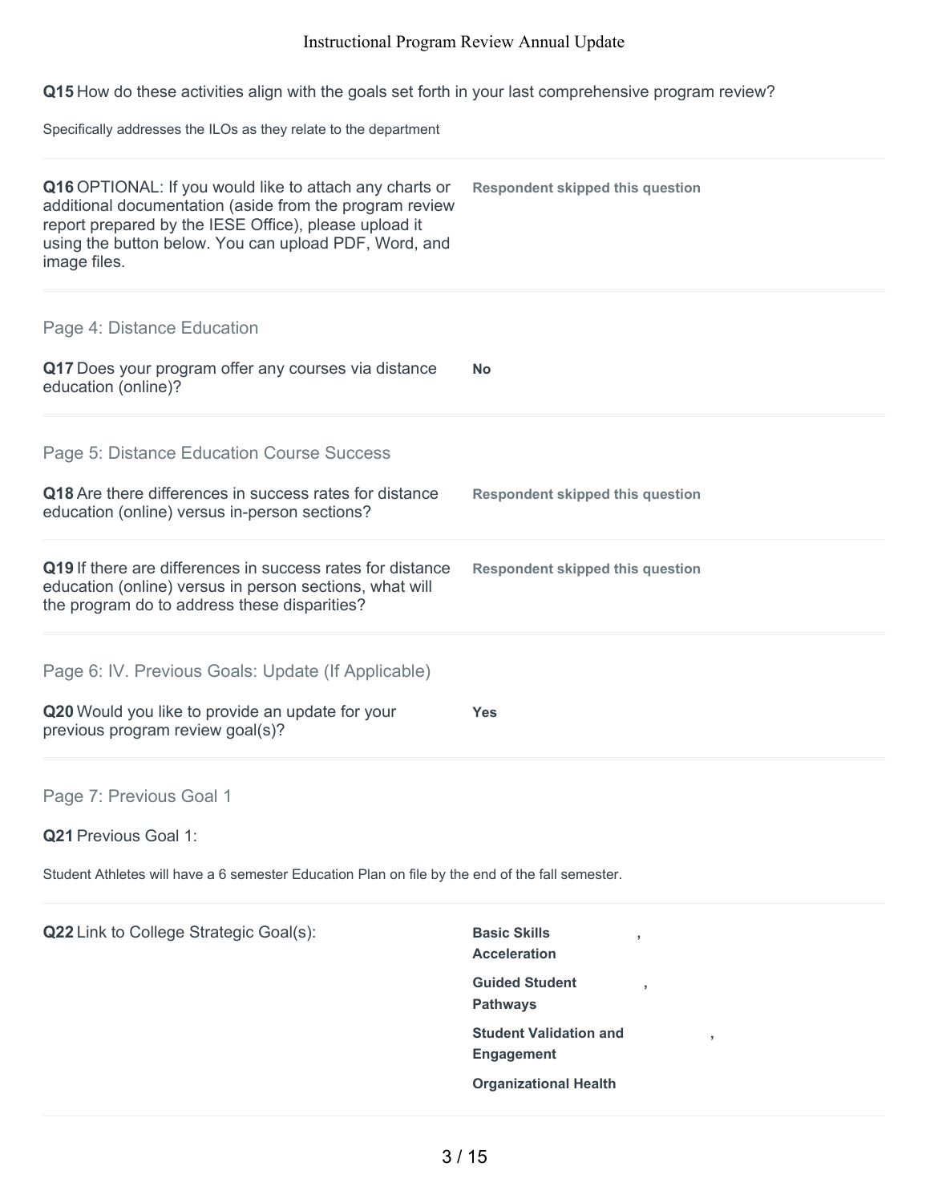**Q15** How do these activities align with the goals set forth in your last comprehensive program review?

Specifically addresses the ILOs as they relate to the department

**Q16** OPTIONAL: If you would like to attach any charts or additional documentation (aside from the program review report prepared by the IESE Office), please upload it using the button below. You can upload PDF, Word, and image files.

**Respondent skipped this question**

## Page 4: Distance Education

**Q17** Does your program offer any courses via distance education (online)?

**No**

## Page 5: Distance Education Course Success

**Q18** Are there differences in success rates for distance education (online) versus in-person sections?

**Respondent skipped this question**

**Q19** If there are differences in success rates for distance education (online) versus in person sections, what will the program do to address these disparities?

**Respondent skipped this question**

## Page 6: IV. Previous Goals: Update (If Applicable)

**Q20** Would you like to provide an update for your previous program review goal(s)?

**Yes**

## Page 7: Previous Goal 1

**Q21** Previous Goal 1:

Student Athletes will have a 6 semester Education Plan on file by the end of the fall semester.

**Q22** Link to College Strategic Goal(s):

**Basic Skills Acceleration**,

**Guided Student Pathways**,

**Student Validation and Engagement**,

**Organizational Health**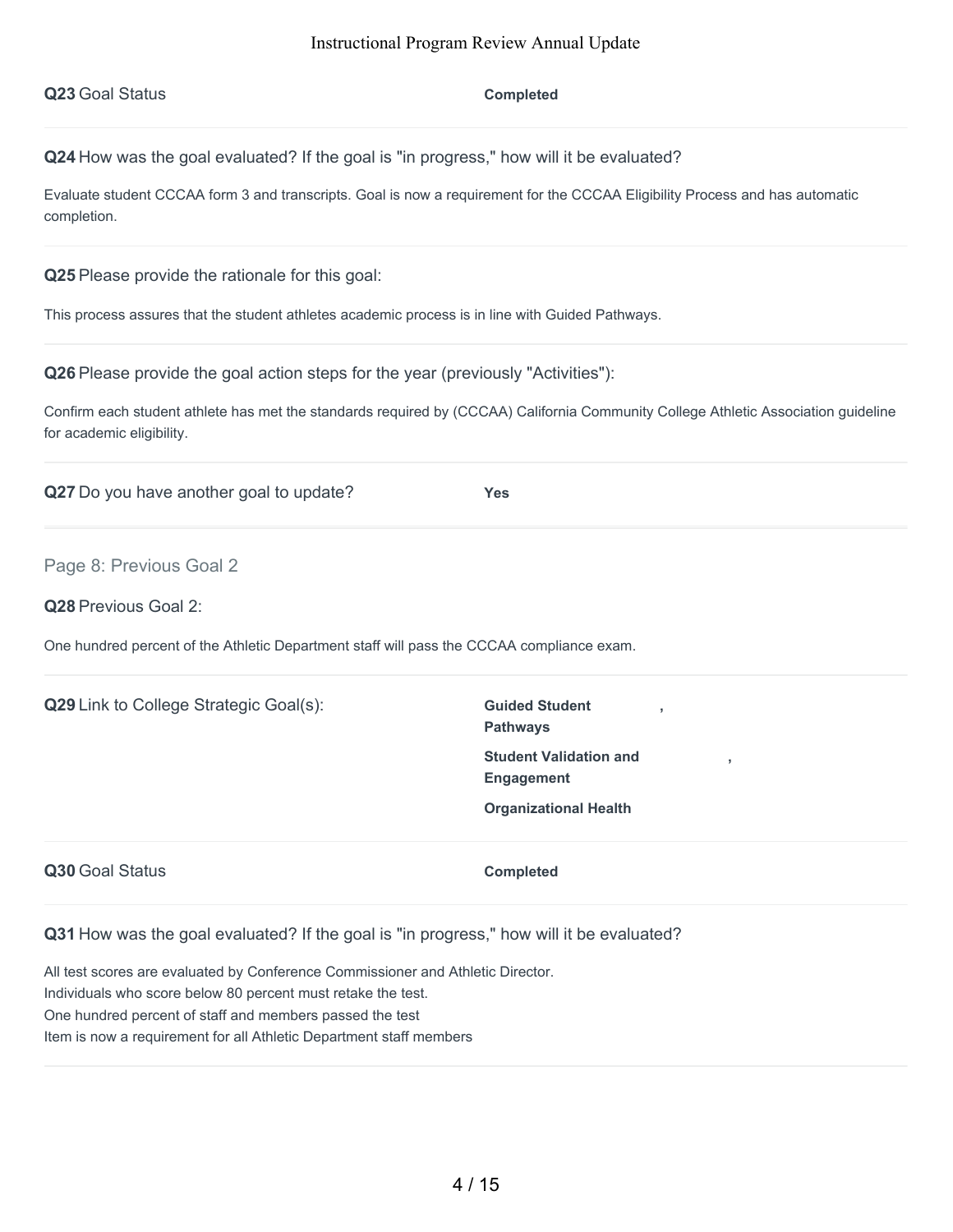**Q23** Goal Status

**Completed**

**Q24** How was the goal evaluated? If the goal is "in progress," how will it be evaluated?

Evaluate student CCCAA form 3 and transcripts. Goal is now a requirement for the CCCAA Eligibility Process and has automatic completion.

**Q25** Please provide the rationale for this goal:

This process assures that the student athletes academic process is in line with Guided Pathways.

**Q26** Please provide the goal action steps for the year (previously "Activities"):

Confirm each student athlete has met the standards required by (CCCAA) California Community College Athletic Association guideline for academic eligibility.

**Q27** Do you have another goal to update?

**Yes**

## Page 8: Previous Goal 2

**Q28** Previous Goal 2:

One hundred percent of the Athletic Department staff will pass the CCCAA compliance exam.

**Q29** Link to College Strategic Goal(s):

**Guided Student Pathways**,

**Student Validation and Engagement**,

**Organizational Health**

**Q30** Goal Status

**Completed**

**Q31** How was the goal evaluated? If the goal is "in progress," how will it be evaluated?

All test scores are evaluated by Conference Commissioner and Athletic Director.
Individuals who score below 80 percent must retake the test.
One hundred percent of staff and members passed the test
Item is now a requirement for all Athletic Department staff members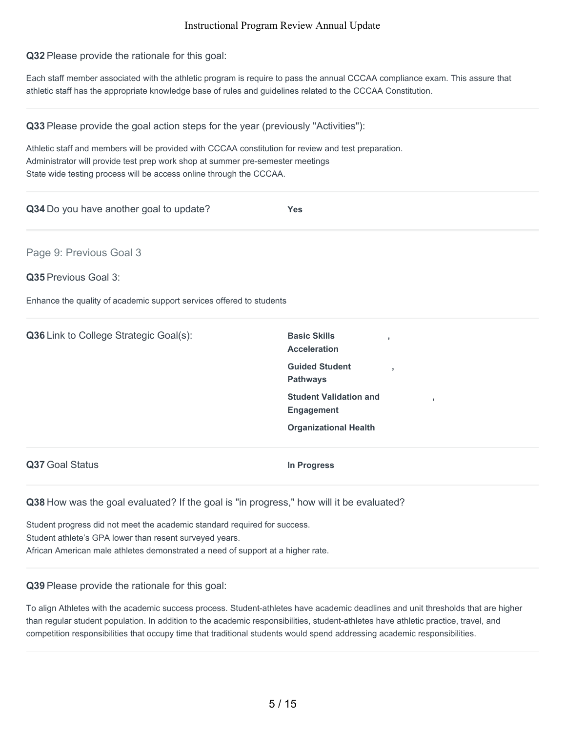**Q32** Please provide the rationale for this goal:

Each staff member associated with the athletic program is require to pass the annual CCCAA compliance exam. This assure that athletic staff has the appropriate knowledge base of rules and guidelines related to the CCCAA Constitution.

---

**Q33** Please provide the goal action steps for the year (previously "Activities"):

Athletic staff and members will be provided with CCCAA constitution for review and test preparation.
Administrator will provide test prep work shop at summer pre-semester meetings
State wide testing process will be access online through the CCCAA.

---

**Q34** Do you have another goal to update? **Yes**

---

## Page 9: Previous Goal 3

**Q35** Previous Goal 3:

Enhance the quality of academic support services offered to students

---

**Q36** Link to College Strategic Goal(s):

**Basic Skills Acceleration**,
**Guided Student Pathways**,
**Student Validation and Engagement**,
**Organizational Health**

---

**Q37** Goal Status **In Progress**

---

**Q38** How was the goal evaluated? If the goal is "in progress," how will it be evaluated?

Student progress did not meet the academic standard required for success.
Student athlete's GPA lower than resent surveyed years.
African American male athletes demonstrated a need of support at a higher rate.

---

**Q39** Please provide the rationale for this goal:

To align Athletes with the academic success process. Student-athletes have academic deadlines and unit thresholds that are higher than regular student population. In addition to the academic responsibilities, student-athletes have athletic practice, travel, and competition responsibilities that occupy time that traditional students would spend addressing academic responsibilities.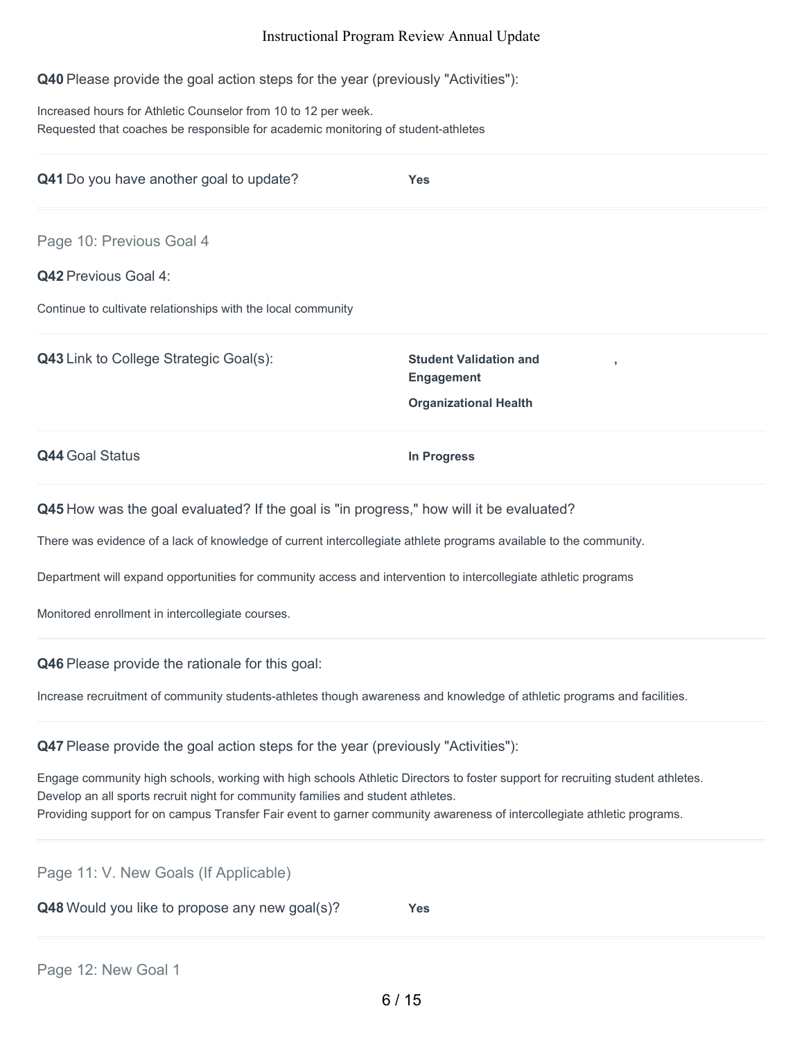**Q40** Please provide the goal action steps for the year (previously "Activities"):

Increased hours for Athletic Counselor from 10 to 12 per week.
Requested that coaches be responsible for academic monitoring of student-athletes

**Q41** Do you have another goal to update? **Yes**

## Page 10: Previous Goal 4

**Q42** Previous Goal 4:

Continue to cultivate relationships with the local community

**Q43** Link to College Strategic Goal(s): **Student Validation and Engagement**, **Organizational Health**

**Q44** Goal Status **In Progress**

**Q45** How was the goal evaluated? If the goal is "in progress," how will it be evaluated?

There was evidence of a lack of knowledge of current intercollegiate athlete programs available to the community.

Department will expand opportunities for community access and intervention to intercollegiate athletic programs

Monitored enrollment in intercollegiate courses.

**Q46** Please provide the rationale for this goal:

Increase recruitment of community students-athletes though awareness and knowledge of athletic programs and facilities.

**Q47** Please provide the goal action steps for the year (previously "Activities"):

Engage community high schools, working with high schools Athletic Directors to foster support for recruiting student athletes.
Develop an all sports recruit night for community families and student athletes.
Providing support for on campus Transfer Fair event to garner community awareness of intercollegiate athletic programs.

## Page 11: V. New Goals (If Applicable)

**Q48** Would you like to propose any new goal(s)? **Yes**

## Page 12: New Goal 1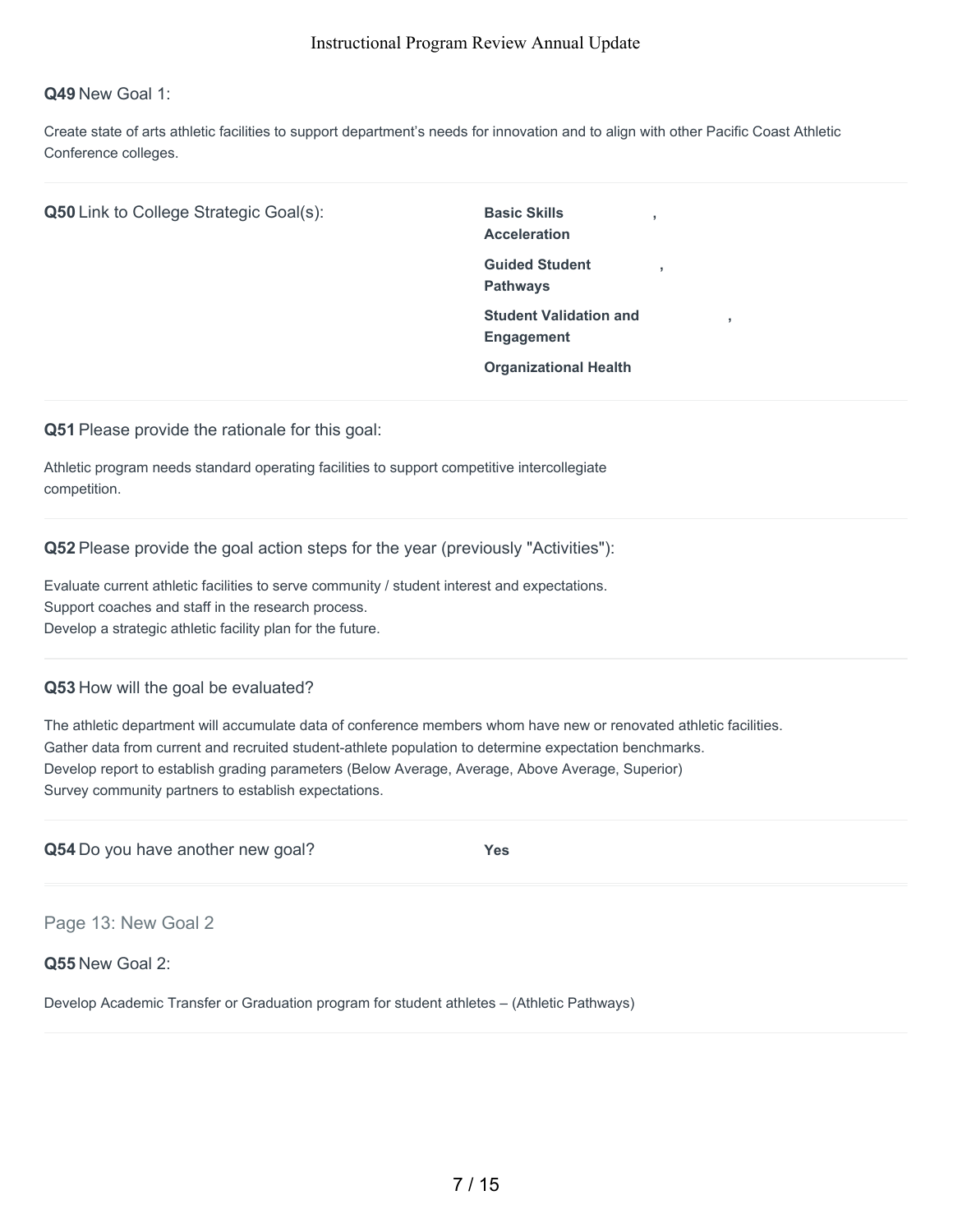**Q49** New Goal 1:

Create state of arts athletic facilities to support department's needs for innovation and to align with other Pacific Coast Athletic Conference colleges.

**Q50** Link to College Strategic Goal(s):

**Basic Skills Acceleration**,
**Guided Student Pathways**,
**Student Validation and Engagement**,
**Organizational Health**

**Q51** Please provide the rationale for this goal:

Athletic program needs standard operating facilities to support competitive intercollegiate competition.

**Q52** Please provide the goal action steps for the year (previously "Activities"):

Evaluate current athletic facilities to serve community / student interest and expectations.
Support coaches and staff in the research process.
Develop a strategic athletic facility plan for the future.

**Q53** How will the goal be evaluated?

The athletic department will accumulate data of conference members whom have new or renovated athletic facilities.
Gather data from current and recruited student-athlete population to determine expectation benchmarks.
Develop report to establish grading parameters (Below Average, Average, Above Average, Superior)
Survey community partners to establish expectations.

**Q54** Do you have another new goal? **Yes**

## Page 13: New Goal 2

**Q55** New Goal 2:

Develop Academic Transfer or Graduation program for student athletes – (Athletic Pathways)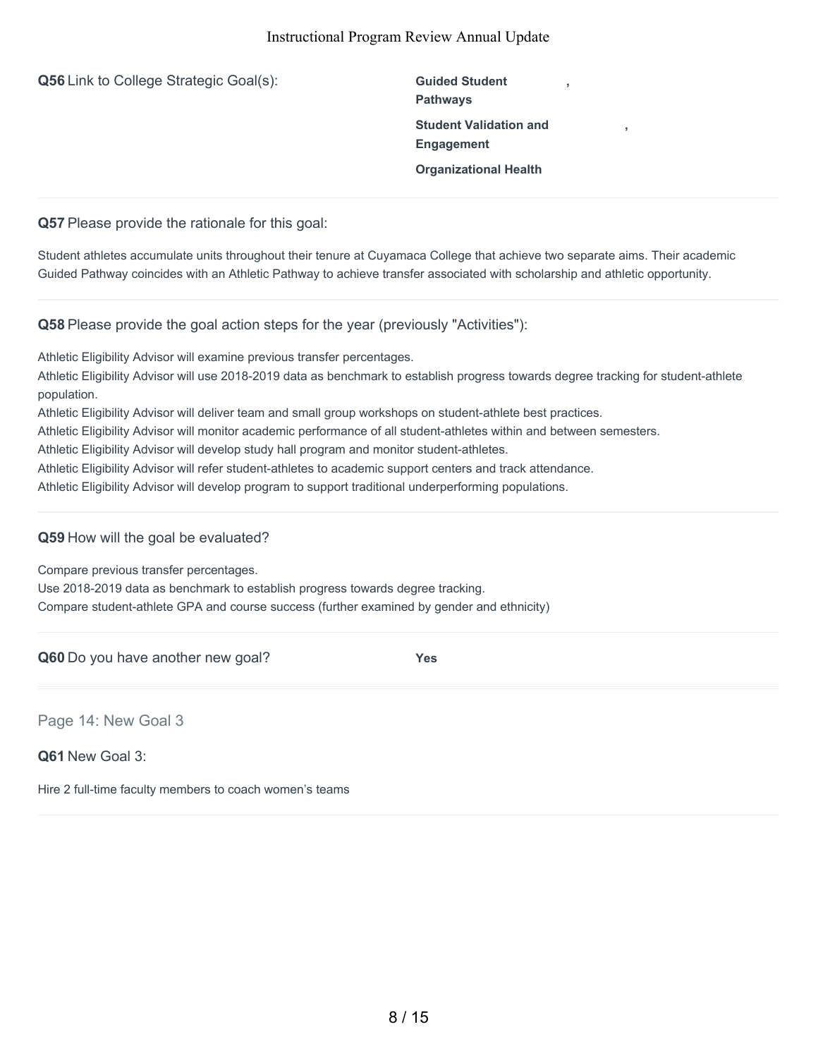**Q56** Link to College Strategic Goal(s):

**Guided Student Pathways**,
**Student Validation and Engagement**,
**Organizational Health**

**Q57** Please provide the rationale for this goal:

Student athletes accumulate units throughout their tenure at Cuyamaca College that achieve two separate aims. Their academic Guided Pathway coincides with an Athletic Pathway to achieve transfer associated with scholarship and athletic opportunity.

**Q58** Please provide the goal action steps for the year (previously "Activities"):

Athletic Eligibility Advisor will examine previous transfer percentages.
Athletic Eligibility Advisor will use 2018-2019 data as benchmark to establish progress towards degree tracking for student-athlete population.
Athletic Eligibility Advisor will deliver team and small group workshops on student-athlete best practices.
Athletic Eligibility Advisor will monitor academic performance of all student-athletes within and between semesters.
Athletic Eligibility Advisor will develop study hall program and monitor student-athletes.
Athletic Eligibility Advisor will refer student-athletes to academic support centers and track attendance.
Athletic Eligibility Advisor will develop program to support traditional underperforming populations.

**Q59** How will the goal be evaluated?

Compare previous transfer percentages.
Use 2018-2019 data as benchmark to establish progress towards degree tracking.
Compare student-athlete GPA and course success (further examined by gender and ethnicity)

**Q60** Do you have another new goal? **Yes**

## Page 14: New Goal 3

**Q61** New Goal 3:

Hire 2 full-time faculty members to coach women's teams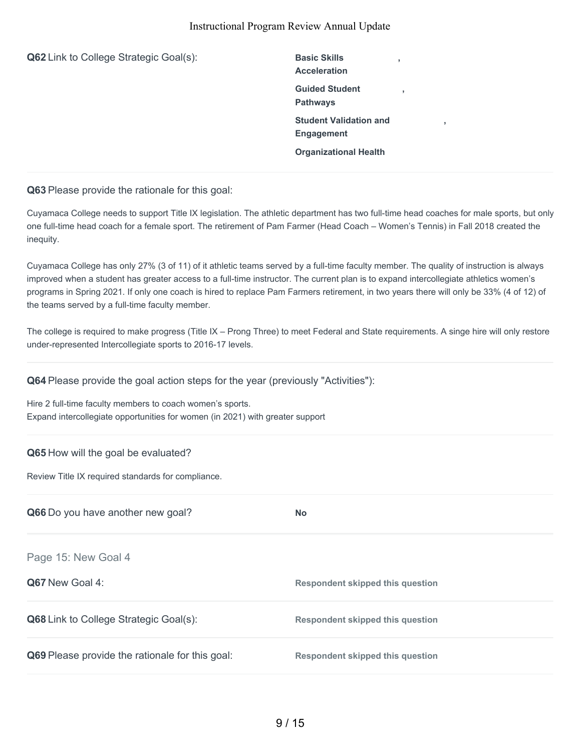**Q62** Link to College Strategic Goal(s):

**Basic Skills Acceleration**,
**Guided Student Pathways**,
**Student Validation and Engagement**,
**Organizational Health**

---

**Q63** Please provide the rationale for this goal:

Cuyamaca College needs to support Title IX legislation. The athletic department has two full-time head coaches for male sports, but only one full-time head coach for a female sport. The retirement of Pam Farmer (Head Coach – Women's Tennis) in Fall 2018 created the inequity.

Cuyamaca College has only 27% (3 of 11) of it athletic teams served by a full-time faculty member. The quality of instruction is always improved when a student has greater access to a full-time instructor. The current plan is to expand intercollegiate athletics women's programs in Spring 2021. If only one coach is hired to replace Pam Farmers retirement, in two years there will only be 33% (4 of 12) of the teams served by a full-time faculty member.

The college is required to make progress (Title IX – Prong Three) to meet Federal and State requirements. A singe hire will only restore under-represented Intercollegiate sports to 2016-17 levels.

---

**Q64** Please provide the goal action steps for the year (previously "Activities"):

Hire 2 full-time faculty members to coach women's sports.
Expand intercollegiate opportunities for women (in 2021) with greater support

---

**Q65** How will the goal be evaluated?

Review Title IX required standards for compliance.

---

**Q66** Do you have another new goal? **No**

---

## Page 15: New Goal 4

**Q67** New Goal 4: **Respondent skipped this question**

**Q68** Link to College Strategic Goal(s): **Respondent skipped this question**

**Q69** Please provide the rationale for this goal: **Respondent skipped this question**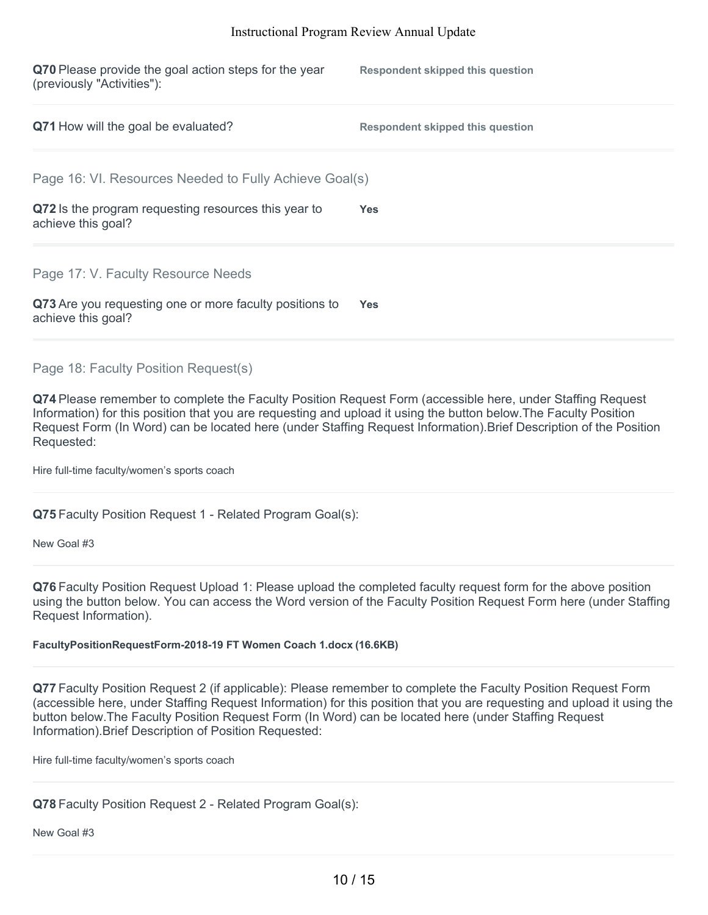**Q70** Please provide the goal action steps for the year (previously "Activities"):

**Respondent skipped this question**

**Q71** How will the goal be evaluated?

**Respondent skipped this question**

## Page 16: VI. Resources Needed to Fully Achieve Goal(s)

**Q72** Is the program requesting resources this year to achieve this goal?

**Yes**

## Page 17: V. Faculty Resource Needs

**Q73** Are you requesting one or more faculty positions to achieve this goal?

**Yes**

## Page 18: Faculty Position Request(s)

**Q74** Please remember to complete the Faculty Position Request Form (accessible here, under Staffing Request Information) for this position that you are requesting and upload it using the button below.The Faculty Position Request Form (In Word) can be located here (under Staffing Request Information).Brief Description of the Position Requested:

Hire full-time faculty/women's sports coach

**Q75** Faculty Position Request 1 - Related Program Goal(s):

New Goal #3

**Q76** Faculty Position Request Upload 1: Please upload the completed faculty request form for the above position using the button below. You can access the Word version of the Faculty Position Request Form here (under Staffing Request Information).

**FacultyPositionRequestForm-2018-19 FT Women Coach 1.docx (16.6KB)**

**Q77** Faculty Position Request 2 (if applicable): Please remember to complete the Faculty Position Request Form (accessible here, under Staffing Request Information) for this position that you are requesting and upload it using the button below.The Faculty Position Request Form (In Word) can be located here (under Staffing Request Information).Brief Description of Position Requested:

Hire full-time faculty/women's sports coach

**Q78** Faculty Position Request 2 - Related Program Goal(s):

New Goal #3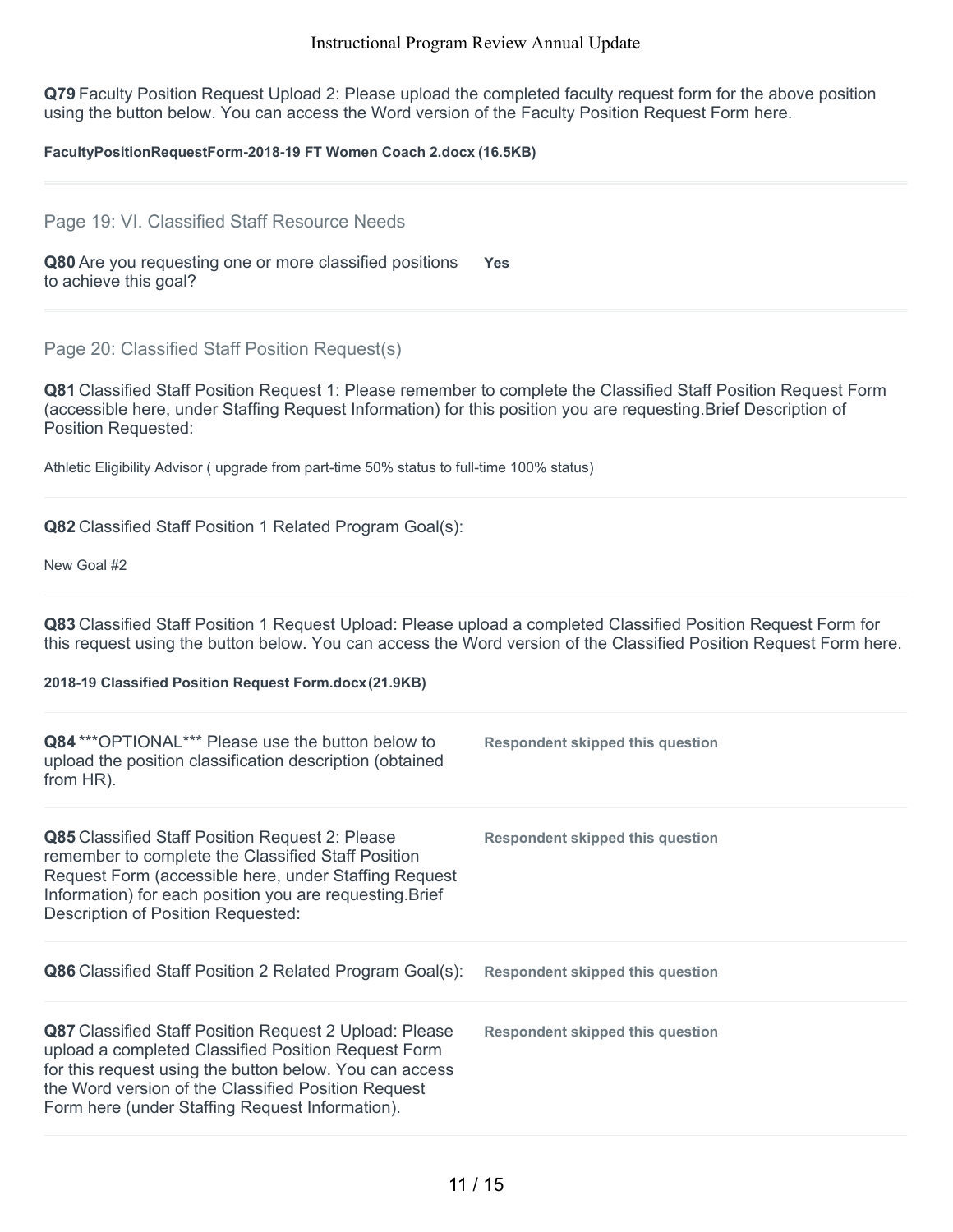**Q79** Faculty Position Request Upload 2: Please upload the completed faculty request form for the above position using the button below. You can access the Word version of the Faculty Position Request Form here.

**FacultyPositionRequestForm-2018-19 FT Women Coach 2.docx (16.5KB)**

## Page 19: VI. Classified Staff Resource Needs

**Q80** Are you requesting one or more classified positions to achieve this goal?

**Yes**

## Page 20: Classified Staff Position Request(s)

**Q81** Classified Staff Position Request 1: Please remember to complete the Classified Staff Position Request Form (accessible here, under Staffing Request Information) for this position you are requesting.Brief Description of Position Requested:

Athletic Eligibility Advisor ( upgrade from part-time 50% status to full-time 100% status)

**Q82** Classified Staff Position 1 Related Program Goal(s):

New Goal #2

**Q83** Classified Staff Position 1 Request Upload: Please upload a completed Classified Position Request Form for this request using the button below. You can access the Word version of the Classified Position Request Form here.

**2018-19 Classified Position Request Form.docx (21.9KB)**

**Q84** ***OPTIONAL*** Please use the button below to upload the position classification description (obtained from HR).

**Respondent skipped this question**

**Q85** Classified Staff Position Request 2: Please remember to complete the Classified Staff Position Request Form (accessible here, under Staffing Request Information) for each position you are requesting.Brief Description of Position Requested:

**Respondent skipped this question**

**Q86** Classified Staff Position 2 Related Program Goal(s):

**Respondent skipped this question**

**Q87** Classified Staff Position Request 2 Upload: Please upload a completed Classified Position Request Form for this request using the button below. You can access the Word version of the Classified Position Request Form here (under Staffing Request Information).

**Respondent skipped this question**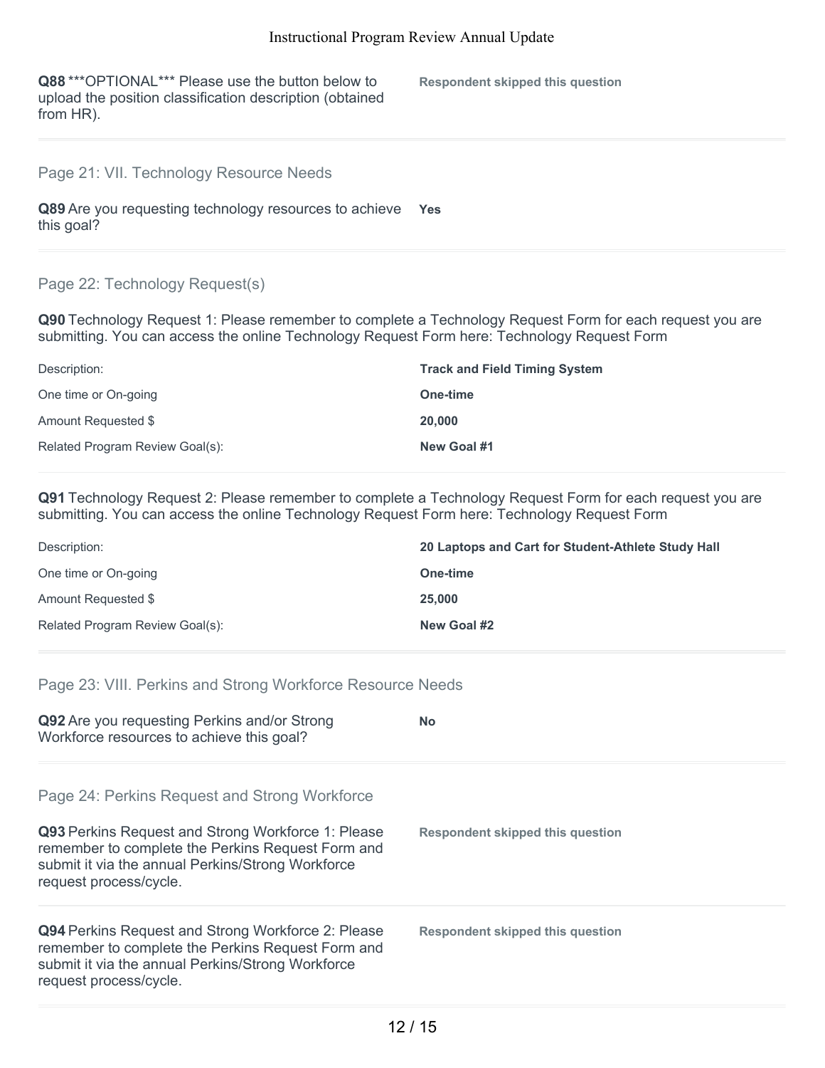**Q88** ***OPTIONAL*** Please use the button below to upload the position classification description (obtained from HR).

**Respondent skipped this question**

## Page 21: VII. Technology Resource Needs

**Q89** Are you requesting technology resources to achieve this goal?

**Yes**

## Page 22: Technology Request(s)

**Q90** Technology Request 1: Please remember to complete a Technology Request Form for each request you are submitting. You can access the online Technology Request Form here: Technology Request Form

| | |
|---|---|
| Description: | **Track and Field Timing System** |
| One time or On-going | **One-time** |
| Amount Requested $ | **20,000** |
| Related Program Review Goal(s): | **New Goal #1** |

**Q91** Technology Request 2: Please remember to complete a Technology Request Form for each request you are submitting. You can access the online Technology Request Form here: Technology Request Form

| | |
|---|---|
| Description: | **20 Laptops and Cart for Student-Athlete Study Hall** |
| One time or On-going | **One-time** |
| Amount Requested $ | **25,000** |
| Related Program Review Goal(s): | **New Goal #2** |

## Page 23: VIII. Perkins and Strong Workforce Resource Needs

**Q92** Are you requesting Perkins and/or Strong Workforce resources to achieve this goal?

**No**

## Page 24: Perkins Request and Strong Workforce

**Q93** Perkins Request and Strong Workforce 1: Please remember to complete the Perkins Request Form and submit it via the annual Perkins/Strong Workforce request process/cycle.

**Respondent skipped this question**

**Q94** Perkins Request and Strong Workforce 2: Please remember to complete the Perkins Request Form and submit it via the annual Perkins/Strong Workforce request process/cycle.

**Respondent skipped this question**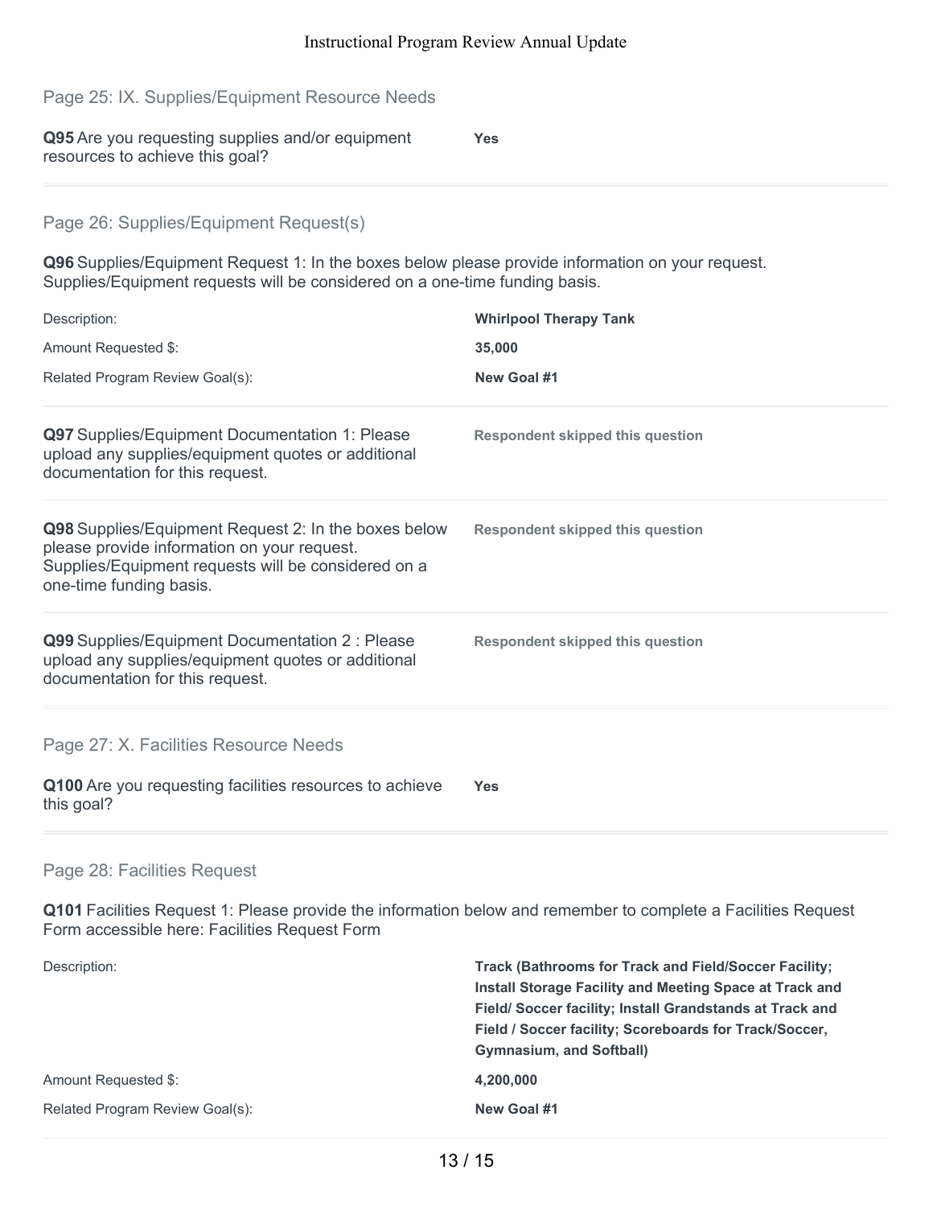## Page 25: IX. Supplies/Equipment Resource Needs

**Q95** Are you requesting supplies and/or equipment resources to achieve this goal?

**Yes**

## Page 26: Supplies/Equipment Request(s)

**Q96** Supplies/Equipment Request 1: In the boxes below please provide information on your request. Supplies/Equipment requests will be considered on a one-time funding basis.

| | |
|---|---|
| Description: | **Whirlpool Therapy Tank** |
| Amount Requested $: | **35,000** |
| Related Program Review Goal(s): | **New Goal #1** |

**Q97** Supplies/Equipment Documentation 1: Please upload any supplies/equipment quotes or additional documentation for this request.

**Respondent skipped this question**

**Q98** Supplies/Equipment Request 2: In the boxes below please provide information on your request. Supplies/Equipment requests will be considered on a one-time funding basis.

**Respondent skipped this question**

**Q99** Supplies/Equipment Documentation 2 : Please upload any supplies/equipment quotes or additional documentation for this request.

**Respondent skipped this question**

## Page 27: X. Facilities Resource Needs

**Q100** Are you requesting facilities resources to achieve this goal?

**Yes**

## Page 28: Facilities Request

**Q101** Facilities Request 1: Please provide the information below and remember to complete a Facilities Request Form accessible here: Facilities Request Form

| | |
|---|---|
| Description: | **Track (Bathrooms for Track and Field/Soccer Facility; Install Storage Facility and Meeting Space at Track and Field/ Soccer facility; Install Grandstands at Track and Field / Soccer facility; Scoreboards for Track/Soccer, Gymnasium, and Softball)** |
| Amount Requested $: | **4,200,000** |
| Related Program Review Goal(s): | **New Goal #1** |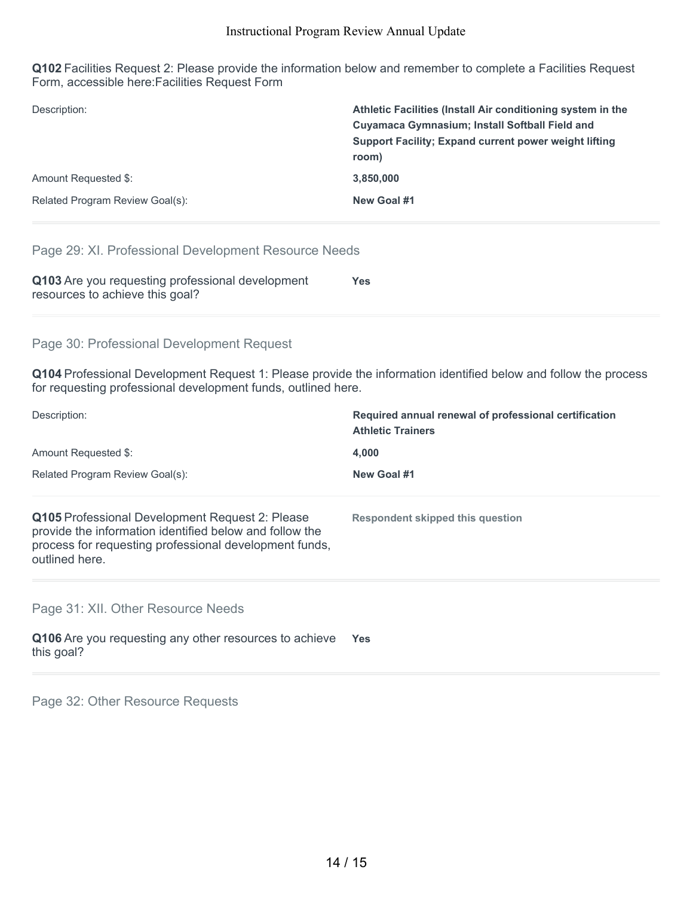**Q102** Facilities Request 2: Please provide the information below and remember to complete a Facilities Request Form, accessible here:Facilities Request Form

| | |
|---|---|
| Description: | **Athletic Facilities (Install Air conditioning system in the Cuyamaca Gymnasium; Install Softball Field and Support Facility; Expand current power weight lifting room)** |
| Amount Requested $: | **3,850,000** |
| Related Program Review Goal(s): | **New Goal #1** |

## Page 29: XI. Professional Development Resource Needs

**Q103** Are you requesting professional development resources to achieve this goal? **Yes**

## Page 30: Professional Development Request

**Q104** Professional Development Request 1: Please provide the information identified below and follow the process for requesting professional development funds, outlined here.

| | |
|---|---|
| Description: | **Required annual renewal of professional certification Athletic Trainers** |
| Amount Requested $: | **4,000** |
| Related Program Review Goal(s): | **New Goal #1** |

**Q105** Professional Development Request 2: Please provide the information identified below and follow the process for requesting professional development funds, outlined here. **Respondent skipped this question**

## Page 31: XII. Other Resource Needs

**Q106** Are you requesting any other resources to achieve this goal? **Yes**

## Page 32: Other Resource Requests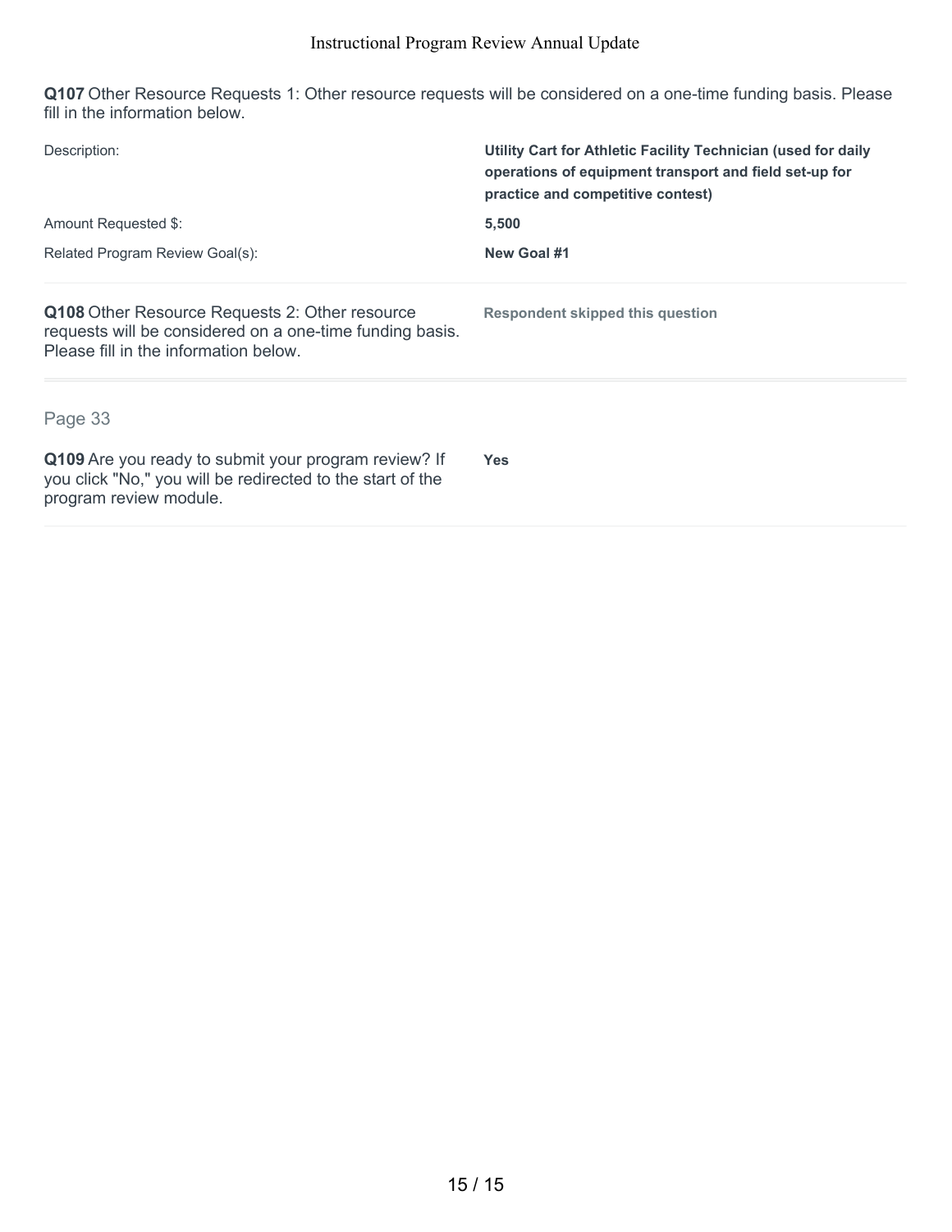**Q107** Other Resource Requests 1: Other resource requests will be considered on a one-time funding basis. Please fill in the information below.

| | |
|---|---|
| Description: | **Utility Cart for Athletic Facility Technician (used for daily operations of equipment transport and field set-up for practice and competitive contest)** |
| Amount Requested $: | **5,500** |
| Related Program Review Goal(s): | **New Goal #1** |

**Q108** Other Resource Requests 2: Other resource requests will be considered on a one-time funding basis. Please fill in the information below.

**Respondent skipped this question**

Page 33

**Q109** Are you ready to submit your program review? If you click "No," you will be redirected to the start of the program review module.

**Yes**